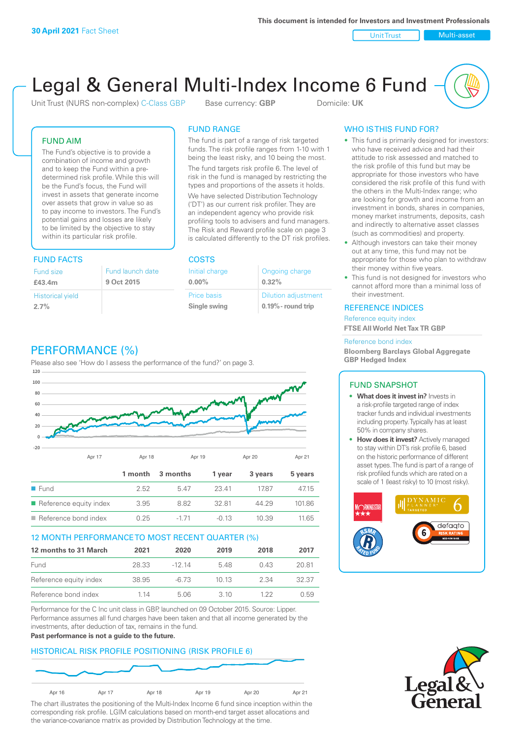**30 April 2021** Fact Sheet

This document is intended for Investors and Investment Professionals

Unit Trust | Multi-asset

# Legal & General Multi-Index Income 6 Fund

Unit Trust (NURS non-complex) C-Class GBP    Base currency: **GBP**    Domicile: **UK**

## FUND AIM

The Fund's objective is to provide a combination of income and growth and to keep the Fund within a pre-determined risk profile. While this will be the Fund's focus, the Fund will invest in assets that generate income over assets that grow in value so as to pay income to investors. The Fund's potential gains and losses are likely to be limited by the objective to stay within its particular risk profile.

## FUND RANGE

The fund is part of a range of risk targeted funds. The risk profile ranges from 1-10 with 1 being the least risky, and 10 being the most.

The fund targets risk profile 6. The level of risk in the fund is managed by restricting the types and proportions of the assets it holds.

We have selected Distribution Technology ('DT') as our current risk profiler. They are an independent agency who provide risk profiling tools to advisers and fund managers. The Risk and Reward profile scale on page 3 is calculated differently to the DT risk profiles.

## FUND FACTS

| Fund size | Fund launch date |
|---|---|
| **£43.4m** | **9 Oct 2015** |
| Historical yield | |
| **2.7%** | |

## COSTS

| Initial charge | Ongoing charge |
|---|---|
| **0.00%** | **0.32%** |
| Price basis | Dilution adjustment |
| **Single swing** | **0.19% - round trip** |

## WHO IS THIS FUND FOR?

- This fund is primarily designed for investors: who have received advice and had their attitude to risk assessed and matched to the risk profile of this fund but may be appropriate for those investors who have considered the risk profile of this fund with the others in the Multi-Index range; who are looking for growth and income from an investment in bonds, shares in companies, money market instruments, deposits, cash and indirectly to alternative asset classes (such as commodities) and property.
- Although investors can take their money out at any time, this fund may not be appropriate for those who plan to withdraw their money within five years.
- This fund is not designed for investors who cannot afford more than a minimal loss of their investment.

## REFERENCE INDICES

Reference equity index
**FTSE All World Net Tax TR GBP**

Reference bond index
**Bloomberg Barclays Global Aggregate GBP Hedged Index**

## PERFORMANCE (%)

Please also see 'How do I assess the performance of the fund?' on page 3.

| | 1 month | 3 months | 1 year | 3 years | 5 years |
|---|---|---|---|---|---|
| Fund | 2.52 | 5.47 | 23.41 | 17.87 | 47.15 |
| Reference equity index | 3.95 | 8.82 | 32.81 | 44.29 | 101.86 |
| Reference bond index | 0.25 | -1.71 | -0.13 | 10.39 | 11.65 |

## 12 MONTH PERFORMANCE TO MOST RECENT QUARTER (%)

| 12 months to 31 March | 2021 | 2020 | 2019 | 2018 | 2017 |
|---|---|---|---|---|---|
| Fund | 28.33 | -12.14 | 5.48 | 0.43 | 20.81 |
| Reference equity index | 38.95 | -6.73 | 10.13 | 2.34 | 32.37 |
| Reference bond index | 1.14 | 5.06 | 3.10 | 1.22 | 0.59 |

Performance for the C Inc unit class in GBP, launched on 09 October 2015. Source: Lipper. Performance assumes all fund charges have been taken and that all income generated by the investments, after deduction of tax, remains in the fund.

**Past performance is not a guide to the future.**

## HISTORICAL RISK PROFILE POSITIONING (RISK PROFILE 6)

The chart illustrates the positioning of the Multi-Index Income 6 fund since inception within the corresponding risk profile. LGIM calculations based on month-end target asset allocations and the variance-covariance matrix as provided by Distribution Technology at the time.

## FUND SNAPSHOT

- **What does it invest in?** Invests in a risk-profile targeted range of index tracker funds and individual investments including property. Typically has at least 50% in company shares.
- **How does it invest?** Actively managed to stay within DT's risk profile 6, based on the historic performance of different asset types. The fund is part of a range of risk profiled funds which are rated on a scale of 1 (least risky) to 10 (most risky).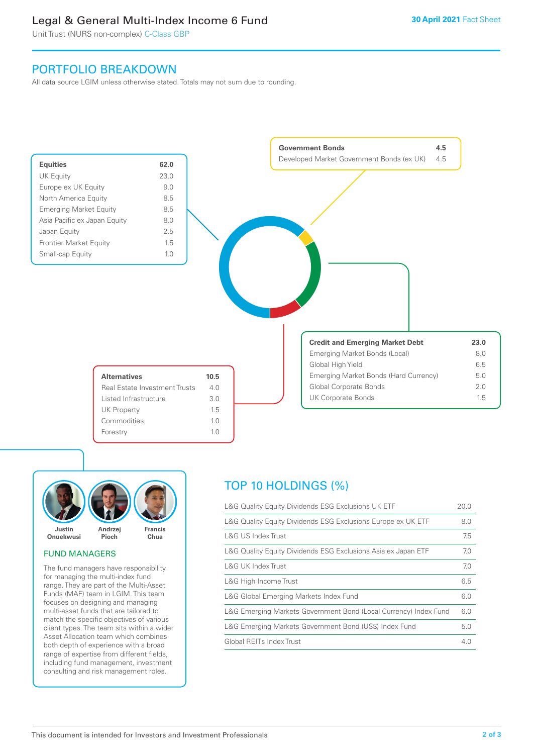# Legal & General Multi-Index Income 6 Fund

Unit Trust (NURS non-complex) C-Class GBP

**30 April 2021** Fact Sheet

## PORTFOLIO BREAKDOWN

All data source LGIM unless otherwise stated. Totals may not sum due to rounding.

| Equities | 62.0 |
|---|---|
| UK Equity | 23.0 |
| Europe ex UK Equity | 9.0 |
| North America Equity | 8.5 |
| Emerging Market Equity | 8.5 |
| Asia Pacific ex Japan Equity | 8.0 |
| Japan Equity | 2.5 |
| Frontier Market Equity | 1.5 |
| Small-cap Equity | 1.0 |

| Government Bonds | 4.5 |
|---|---|
| Developed Market Government Bonds (ex UK) | 4.5 |

| Credit and Emerging Market Debt | 23.0 |
|---|---|
| Emerging Market Bonds (Local) | 8.0 |
| Global High Yield | 6.5 |
| Emerging Market Bonds (Hard Currency) | 5.0 |
| Global Corporate Bonds | 2.0 |
| UK Corporate Bonds | 1.5 |

| Alternatives | 10.5 |
|---|---|
| Real Estate Investment Trusts | 4.0 |
| Listed Infrastructure | 3.0 |
| UK Property | 1.5 |
| Commodities | 1.0 |
| Forestry | 1.0 |

Justin Onuekwusi, Andrzej Pioch, Francis Chua

### FUND MANAGERS

The fund managers have responsibility for managing the multi-index fund range. They are part of the Multi-Asset Funds (MAF) team in LGIM. This team focuses on designing and managing multi-asset funds that are tailored to match the specific objectives of various client types. The team sits within a wider Asset Allocation team which combines both depth of experience with a broad range of expertise from different fields, including fund management, investment consulting and risk management roles.

## TOP 10 HOLDINGS (%)

| Holding | % |
|---|---|
| L&G Quality Equity Dividends ESG Exclusions UK ETF | 20.0 |
| L&G Quality Equity Dividends ESG Exclusions Europe ex UK ETF | 8.0 |
| L&G US Index Trust | 7.5 |
| L&G Quality Equity Dividends ESG Exclusions Asia ex Japan ETF | 7.0 |
| L&G UK Index Trust | 7.0 |
| L&G High Income Trust | 6.5 |
| L&G Global Emerging Markets Index Fund | 6.0 |
| L&G Emerging Markets Government Bond (Local Currency) Index Fund | 6.0 |
| L&G Emerging Markets Government Bond (US$) Index Fund | 5.0 |
| Global REITs Index Trust | 4.0 |

This document is intended for Investors and Investment Professionals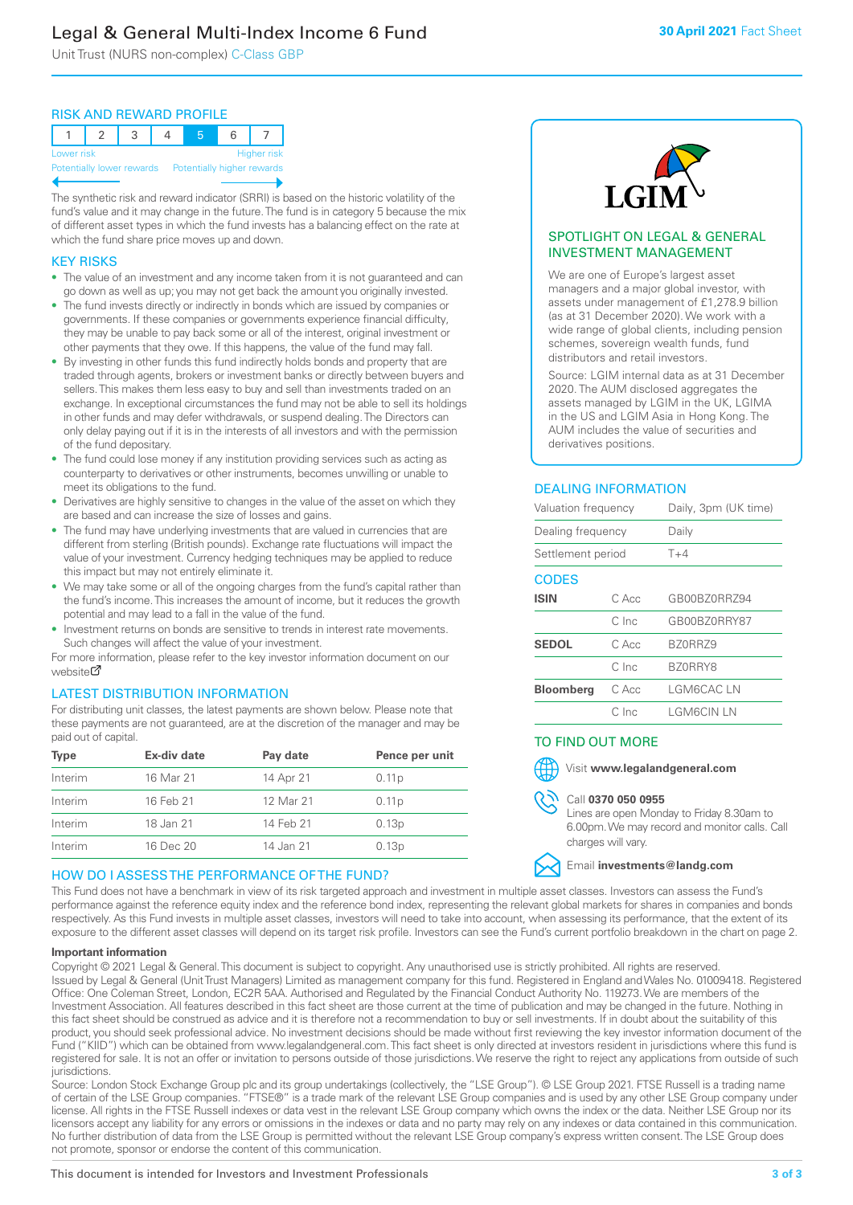# Legal & General Multi-Index Income 6 Fund

Unit Trust (NURS non-complex) C-Class GBP

30 April 2021 Fact Sheet

## RISK AND REWARD PROFILE

| 1 | 2 | 3 | 4 | 5 | 6 | 7 |
|---|---|---|---|---|---|---|

Lower risk — Higher risk

Potentially lower rewards — Potentially higher rewards

The synthetic risk and reward indicator (SRRI) is based on the historic volatility of the fund's value and it may change in the future. The fund is in category 5 because the mix of different asset types in which the fund invests has a balancing effect on the rate at which the fund share price moves up and down.

## KEY RISKS

- The value of an investment and any income taken from it is not guaranteed and can go down as well as up; you may not get back the amount you originally invested.
- The fund invests directly or indirectly in bonds which are issued by companies or governments. If these companies or governments experience financial difficulty, they may be unable to pay back some or all of the interest, original investment or other payments that they owe. If this happens, the value of the fund may fall.
- By investing in other funds this fund indirectly holds bonds and property that are traded through agents, brokers or investment banks or directly between buyers and sellers. This makes them less easy to buy and sell than investments traded on an exchange. In exceptional circumstances the fund may not be able to sell its holdings in other funds and may defer withdrawals, or suspend dealing. The Directors can only delay paying out if it is in the interests of all investors and with the permission of the fund depositary.
- The fund could lose money if any institution providing services such as acting as counterparty to derivatives or other instruments, becomes unwilling or unable to meet its obligations to the fund.
- Derivatives are highly sensitive to changes in the value of the asset on which they are based and can increase the size of losses and gains.
- The fund may have underlying investments that are valued in currencies that are different from sterling (British pounds). Exchange rate fluctuations will impact the value of your investment. Currency hedging techniques may be applied to reduce this impact but may not entirely eliminate it.
- We may take some or all of the ongoing charges from the fund's capital rather than the fund's income. This increases the amount of income, but it reduces the growth potential and may lead to a fall in the value of the fund.
- Investment returns on bonds are sensitive to trends in interest rate movements. Such changes will affect the value of your investment.

For more information, please refer to the key investor information document on our website

## LATEST DISTRIBUTION INFORMATION

For distributing unit classes, the latest payments are shown below. Please note that these payments are not guaranteed, are at the discretion of the manager and may be paid out of capital.

| Type | Ex-div date | Pay date | Pence per unit |
|---|---|---|---|
| Interim | 16 Mar 21 | 14 Apr 21 | 0.11p |
| Interim | 16 Feb 21 | 12 Mar 21 | 0.11p |
| Interim | 18 Jan 21 | 14 Feb 21 | 0.13p |
| Interim | 16 Dec 20 | 14 Jan 21 | 0.13p |

## SPOTLIGHT ON LEGAL & GENERAL INVESTMENT MANAGEMENT

We are one of Europe's largest asset managers and a major global investor, with assets under management of £1,278.9 billion (as at 31 December 2020). We work with a wide range of global clients, including pension schemes, sovereign wealth funds, fund distributors and retail investors.

Source: LGIM internal data as at 31 December 2020. The AUM disclosed aggregates the assets managed by LGIM in the UK, LGIMA in the US and LGIM Asia in Hong Kong. The AUM includes the value of securities and derivatives positions.

## DEALING INFORMATION

| | |
|---|---|
| Valuation frequency | Daily, 3pm (UK time) |
| Dealing frequency | Daily |
| Settlement period | T+4 |

## CODES

| | | |
|---|---|---|
| **ISIN** | C Acc | GB00BZ0RRZ94 |
| | C Inc | GB00BZ0RRY87 |
| **SEDOL** | C Acc | BZ0RRZ9 |
| | C Inc | BZ0RRY8 |
| **Bloomberg** | C Acc | LGM6CAC LN |
| | C Inc | LGM6CIN LN |

## TO FIND OUT MORE

Visit **www.legalandgeneral.com**

Call **0370 050 0955**
Lines are open Monday to Friday 8.30am to 6.00pm. We may record and monitor calls. Call charges will vary.

Email **investments@landg.com**

## HOW DO I ASSESS THE PERFORMANCE OF THE FUND?

This Fund does not have a benchmark in view of its risk targeted approach and investment in multiple asset classes. Investors can assess the Fund's performance against the reference equity index and the reference bond index, representing the relevant global markets for shares in companies and bonds respectively. As this Fund invests in multiple asset classes, investors will need to take into account, when assessing its performance, that the extent of its exposure to the different asset classes will depend on its target risk profile. Investors can see the Fund's current portfolio breakdown in the chart on page 2.

**Important information**

Copyright © 2021 Legal & General. This document is subject to copyright. Any unauthorised use is strictly prohibited. All rights are reserved. Issued by Legal & General (Unit Trust Managers) Limited as management company for this fund. Registered in England and Wales No. 01009418. Registered Office: One Coleman Street, London, EC2R 5AA. Authorised and Regulated by the Financial Conduct Authority No. 119273. We are members of the Investment Association. All features described in this fact sheet are those current at the time of publication and may be changed in the future. Nothing in this fact sheet should be construed as advice and it is therefore not a recommendation to buy or sell investments. If in doubt about the suitability of this product, you should seek professional advice. No investment decisions should be made without first reviewing the key investor information document of the Fund ("KIID") which can be obtained from www.legalandgeneral.com. This fact sheet is only directed at investors resident in jurisdictions where this fund is registered for sale. It is not an offer or invitation to persons outside of those jurisdictions. We reserve the right to reject any applications from outside of such jurisdictions.

Source: London Stock Exchange Group plc and its group undertakings (collectively, the "LSE Group"). © LSE Group 2021. FTSE Russell is a trading name of certain of the LSE Group companies. "FTSE®" is a trade mark of the relevant LSE Group companies and is used by any other LSE Group company under license. All rights in the FTSE Russell indexes or data vest in the relevant LSE Group company which owns the index or the data. Neither LSE Group nor its licensors accept any liability for any errors or omissions in the indexes or data and no party may rely on any indexes or data contained in this communication. No further distribution of data from the LSE Group is permitted without the relevant LSE Group company's express written consent. The LSE Group does not promote, sponsor or endorse the content of this communication.

This document is intended for Investors and Investment Professionals